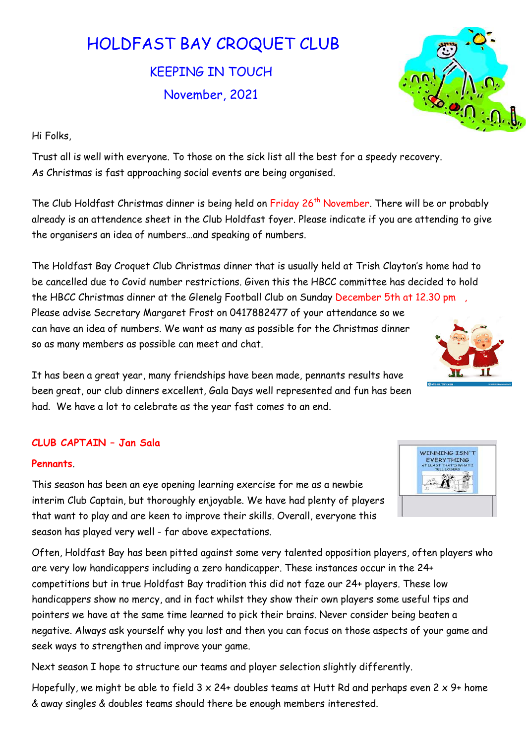# HOLDFAST BAY CROQUET CLUB

## KEEPING IN TOUCH

## November, 2021

Hi Folks,

Trust all is well with everyone. To those on the sick list all the best for a speedy recovery.
As Christmas is fast approaching social events are being organised.

The Club Holdfast Christmas dinner is being held on Friday 26th November. There will be or probably already is an attendence sheet in the Club Holdfast foyer. Please indicate if you are attending to give the organisers an idea of numbers…and speaking of numbers.

The Holdfast Bay Croquet Club Christmas dinner that is usually held at Trish Clayton's home had to be cancelled due to Covid number restrictions. Given this the HBCC committee has decided to hold the HBCC Christmas dinner at the Glenelg Football Club on Sunday December 5th at 12.30 pm ,
Please advise Secretary Margaret Frost on 0417882477 of your attendance so we can have an idea of numbers. We want as many as possible for the Christmas dinner so as many members as possible can meet and chat.

It has been a great year, many friendships have been made, pennants results have been great, our club dinners excellent, Gala Days well represented and fun has been had. We have a lot to celebrate as the year fast comes to an end.

**CLUB CAPTAIN – Jan Sala**

**Pennants**.

This season has been an eye opening learning exercise for me as a newbie interim Club Captain, but thoroughly enjoyable. We have had plenty of players that want to play and are keen to improve their skills. Overall, everyone this season has played very well - far above expectations.

Often, Holdfast Bay has been pitted against some very talented opposition players, often players who are very low handicappers including a zero handicapper. These instances occur in the 24+ competitions but in true Holdfast Bay tradition this did not faze our 24+ players. These low handicappers show no mercy, and in fact whilst they show their own players some useful tips and pointers we have at the same time learned to pick their brains. Never consider being beaten a negative. Always ask yourself why you lost and then you can focus on those aspects of your game and seek ways to strengthen and improve your game.

Next season I hope to structure our teams and player selection slightly differently.

Hopefully, we might be able to field 3 x 24+ doubles teams at Hutt Rd and perhaps even 2 x 9+ home & away singles & doubles teams should there be enough members interested.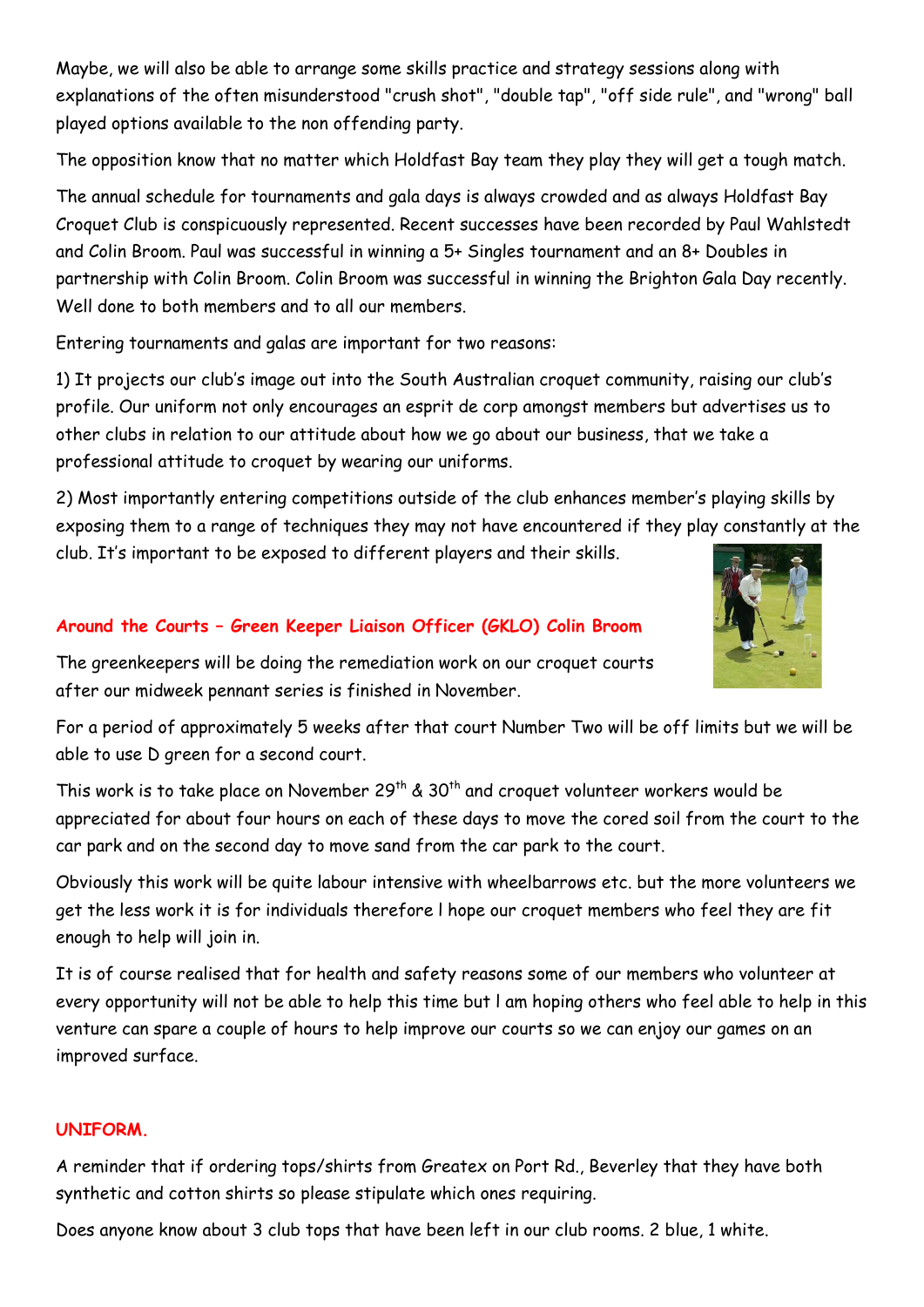Maybe, we will also be able to arrange some skills practice and strategy sessions along with explanations of the often misunderstood "crush shot", "double tap", "off side rule", and "wrong" ball played options available to the non offending party.

The opposition know that no matter which Holdfast Bay team they play they will get a tough match.

The annual schedule for tournaments and gala days is always crowded and as always Holdfast Bay Croquet Club is conspicuously represented. Recent successes have been recorded by Paul Wahlstedt and Colin Broom. Paul was successful in winning a 5+ Singles tournament and an 8+ Doubles in partnership with Colin Broom. Colin Broom was successful in winning the Brighton Gala Day recently. Well done to both members and to all our members.

Entering tournaments and galas are important for two reasons:

1) It projects our club's image out into the South Australian croquet community, raising our club's profile. Our uniform not only encourages an esprit de corp amongst members but advertises us to other clubs in relation to our attitude about how we go about our business, that we take a professional attitude to croquet by wearing our uniforms.

2) Most importantly entering competitions outside of the club enhances member's playing skills by exposing them to a range of techniques they may not have encountered if they play constantly at the club. It's important to be exposed to different players and their skills.

## Around the Courts – Green Keeper Liaison Officer (GKLO) Colin Broom

The greenkeepers will be doing the remediation work on our croquet courts after our midweek pennant series is finished in November.

For a period of approximately 5 weeks after that court Number Two will be off limits but we will be able to use D green for a second court.

This work is to take place on November 29th & 30th and croquet volunteer workers would be appreciated for about four hours on each of these days to move the cored soil from the court to the car park and on the second day to move sand from the car park to the court.

Obviously this work will be quite labour intensive with wheelbarrows etc. but the more volunteers we get the less work it is for individuals therefore I hope our croquet members who feel they are fit enough to help will join in.

It is of course realised that for health and safety reasons some of our members who volunteer at every opportunity will not be able to help this time but I am hoping others who feel able to help in this venture can spare a couple of hours to help improve our courts so we can enjoy our games on an improved surface.

## UNIFORM.

A reminder that if ordering tops/shirts from Greatex on Port Rd., Beverley that they have both synthetic and cotton shirts so please stipulate which ones requiring.

Does anyone know about 3 club tops that have been left in our club rooms. 2 blue, 1 white.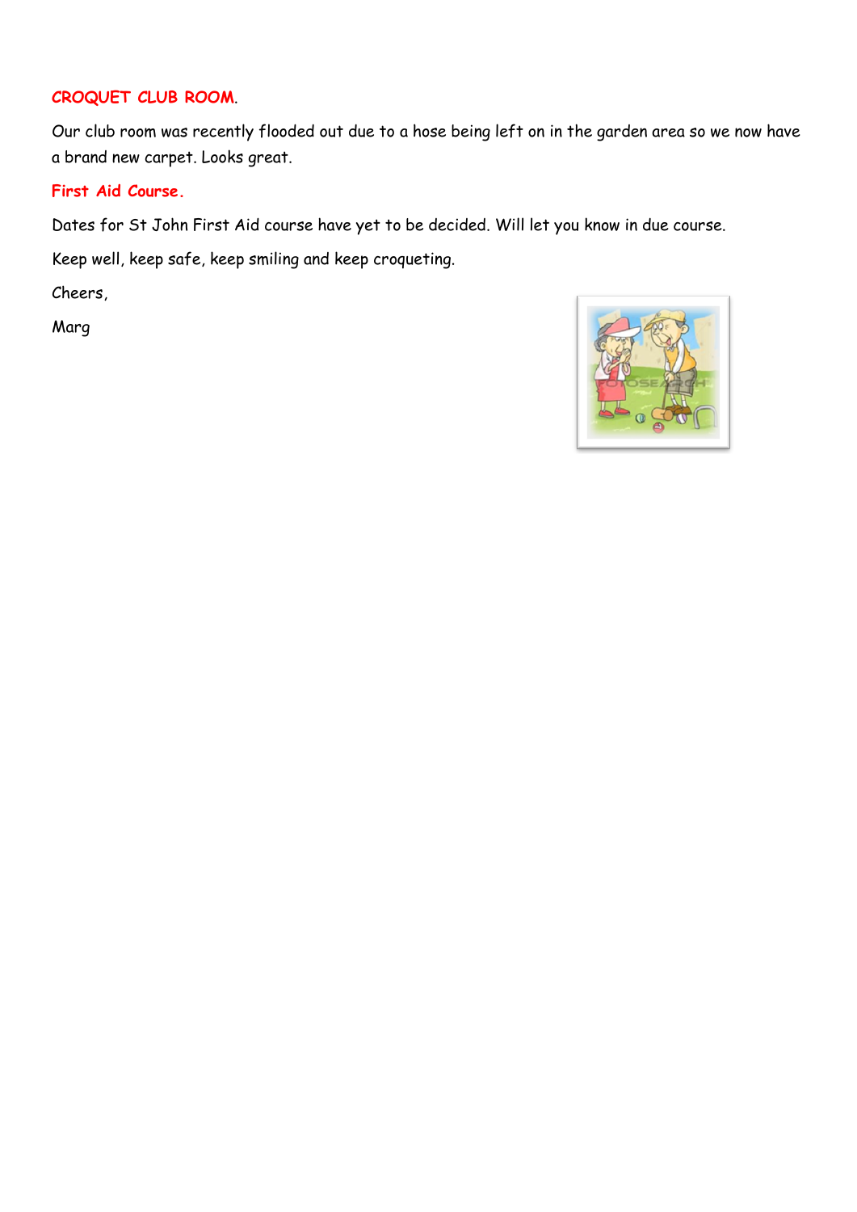**CROQUET CLUB ROOM.**

Our club room was recently flooded out due to a hose being left on in the garden area so we now have a brand new carpet. Looks great.

**First Aid Course.**

Dates for St John First Aid course have yet to be decided. Will let you know in due course.

Keep well, keep safe, keep smiling and keep croqueting.

Cheers,

Marg